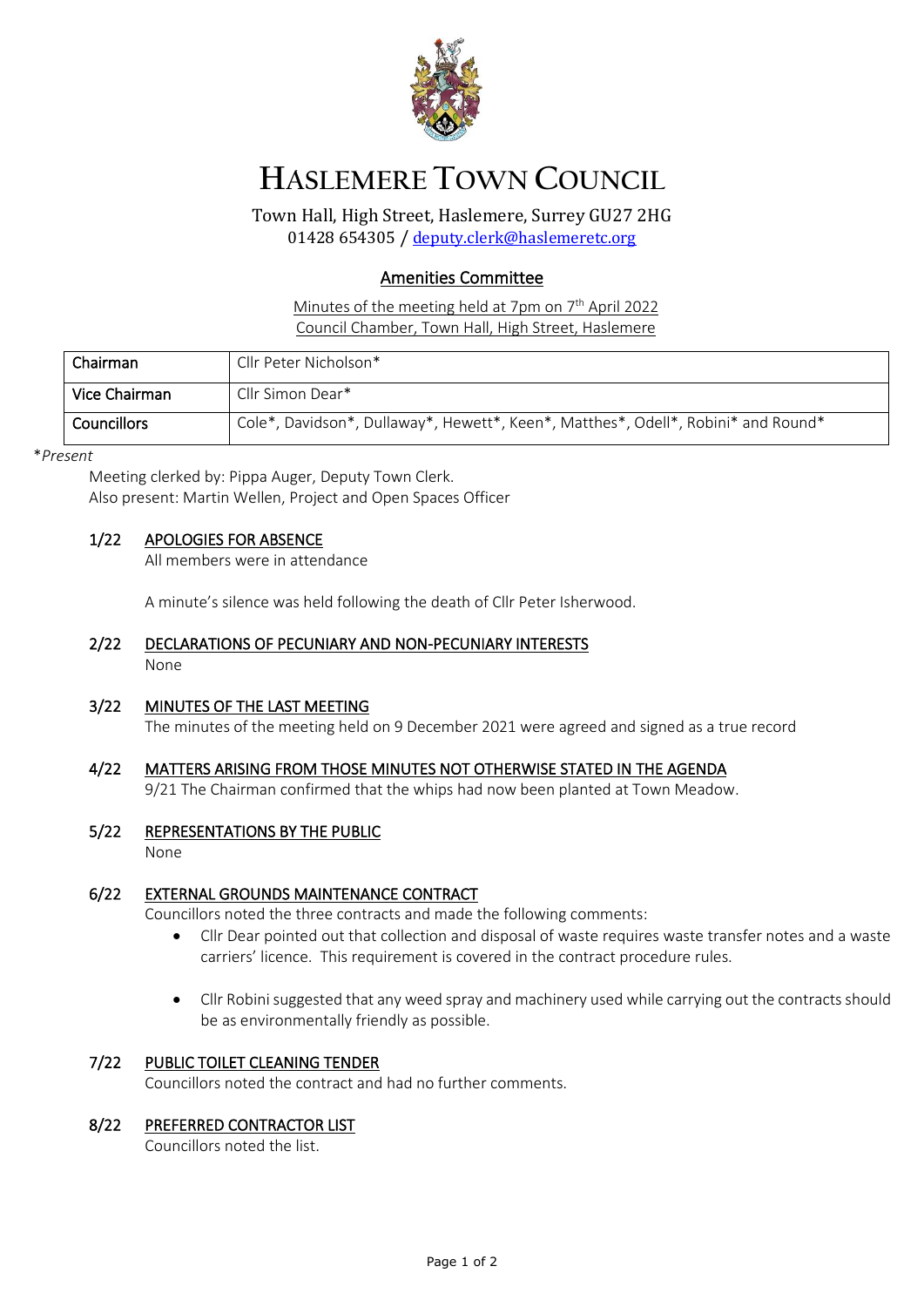# HASLEMERE TOWN COUNCIL

Town Hall, High Street, Haslemere, Surrey GU27 2HG
01428 654305 / deputy.clerk@haslemeretc.org

## Amenities Committee

Minutes of the meeting held at 7pm on 7th April 2022
Council Chamber, Town Hall, High Street, Haslemere

| Chairman | Cllr Peter Nicholson* |
|---|---|
| Vice Chairman | Cllr Simon Dear* |
| Councillors | Cole*, Davidson*, Dullaway*, Hewett*, Keen*, Matthes*, Odell*, Robini* and Round* |

*Present

Meeting clerked by: Pippa Auger, Deputy Town Clerk.
Also present: Martin Wellen, Project and Open Spaces Officer

### 1/22 APOLOGIES FOR ABSENCE

All members were in attendance

A minute's silence was held following the death of Cllr Peter Isherwood.

### 2/22 DECLARATIONS OF PECUNIARY AND NON-PECUNIARY INTERESTS

None

### 3/22 MINUTES OF THE LAST MEETING

The minutes of the meeting held on 9 December 2021 were agreed and signed as a true record

### 4/22 MATTERS ARISING FROM THOSE MINUTES NOT OTHERWISE STATED IN THE AGENDA

9/21 The Chairman confirmed that the whips had now been planted at Town Meadow.

### 5/22 REPRESENTATIONS BY THE PUBLIC

None

### 6/22 EXTERNAL GROUNDS MAINTENANCE CONTRACT

Councillors noted the three contracts and made the following comments:

- Cllr Dear pointed out that collection and disposal of waste requires waste transfer notes and a waste carriers' licence. This requirement is covered in the contract procedure rules.
- Cllr Robini suggested that any weed spray and machinery used while carrying out the contracts should be as environmentally friendly as possible.

### 7/22 PUBLIC TOILET CLEANING TENDER

Councillors noted the contract and had no further comments.

### 8/22 PREFERRED CONTRACTOR LIST

Councillors noted the list.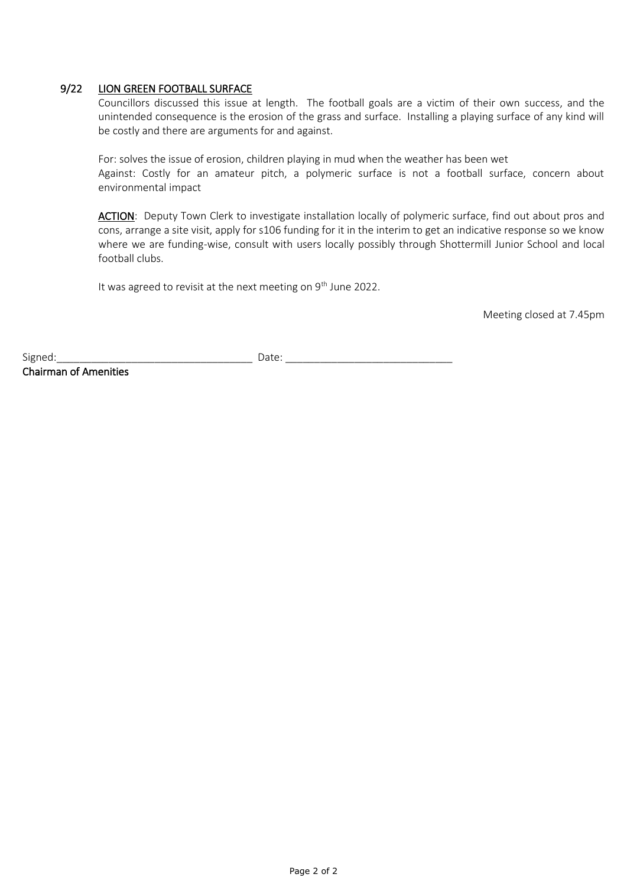### 9/22 LION GREEN FOOTBALL SURFACE

Councillors discussed this issue at length. The football goals are a victim of their own success, and the unintended consequence is the erosion of the grass and surface. Installing a playing surface of any kind will be costly and there are arguments for and against.

For: solves the issue of erosion, children playing in mud when the weather has been wet
Against: Costly for an amateur pitch, a polymeric surface is not a football surface, concern about environmental impact

**ACTION**: Deputy Town Clerk to investigate installation locally of polymeric surface, find out about pros and cons, arrange a site visit, apply for s106 funding for it in the interim to get an indicative response so we know where we are funding-wise, consult with users locally possibly through Shottermill Junior School and local football clubs.

It was agreed to revisit at the next meeting on 9th June 2022.

Meeting closed at 7.45pm

Signed:_________________________________ Date: ____________________________

**Chairman of Amenities**